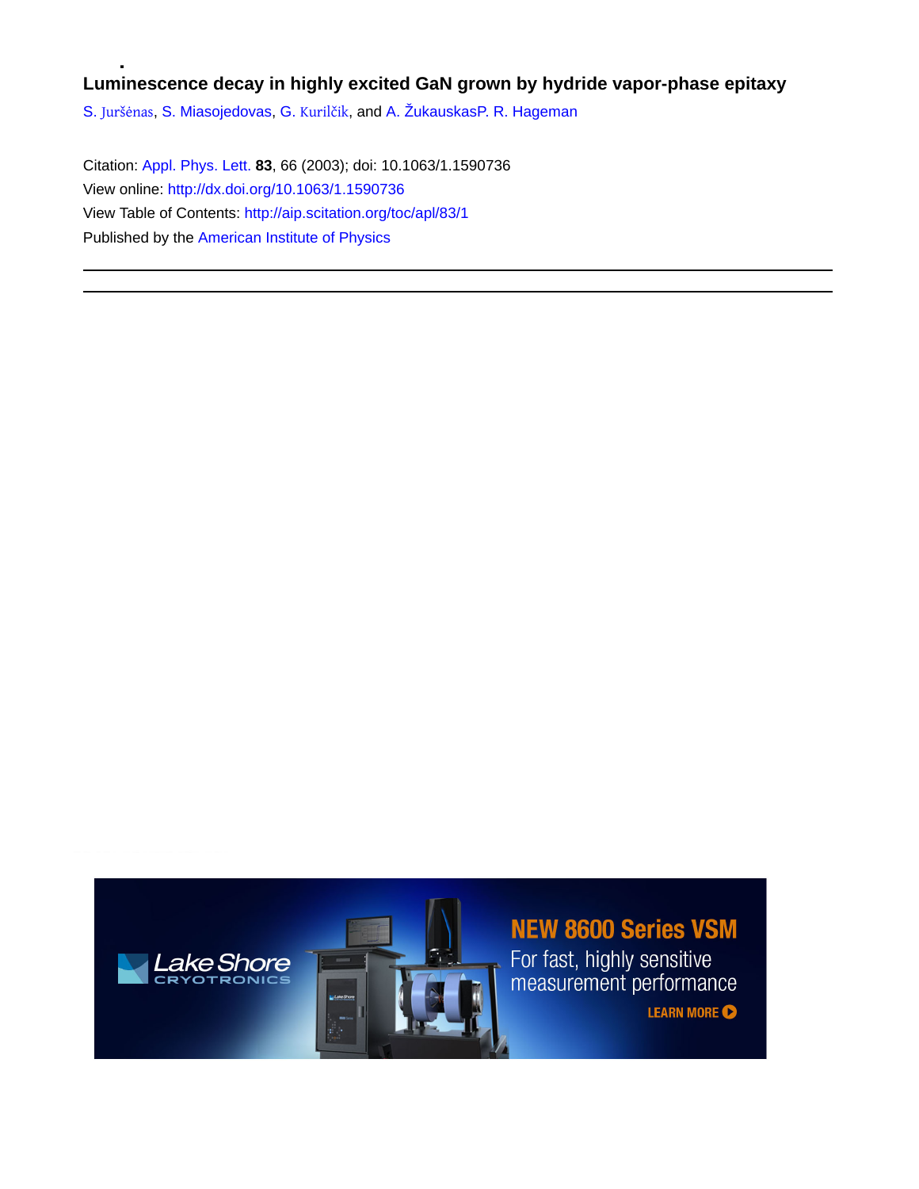# Luminescence decay in highly excited GaN grown by hydride vapor-phase epitaxy

S. Juršėnas, S. Miasojedovas, G. Kurilčik, and A. ŽukauskasP. R. Hageman

Citation: Appl. Phys. Lett. **83**, 66 (2003); doi: 10.1063/1.1590736

View online: http://dx.doi.org/10.1063/1.1590736

View Table of Contents: http://aip.scitation.org/toc/apl/83/1

Published by the American Institute of Physics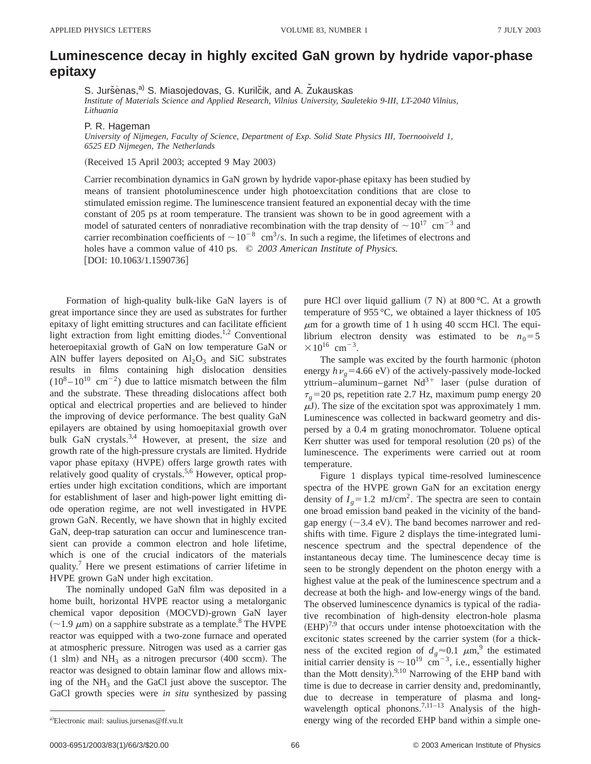# Luminescence decay in highly excited GaN grown by hydride vapor-phase epitaxy

S. Juršėnas,[a] S. Miasojedovas, G. Kurilčik, and A. Žukauskas

*Institute of Materials Science and Applied Research, Vilnius University, Sauletekio 9-III, LT-2040 Vilnius, Lithuania*

P. R. Hageman

*University of Nijmegen, Faculty of Science, Department of Exp. Solid State Physics III, Toernooiveld 1, 6525 ED Nijmegen, The Netherlands*

(Received 15 April 2003; accepted 9 May 2003)

Carrier recombination dynamics in GaN grown by hydride vapor-phase epitaxy has been studied by means of transient photoluminescence under high photoexcitation conditions that are close to stimulated emission regime. The luminescence transient featured an exponential decay with the time constant of 205 ps at room temperature. The transient was shown to be in good agreement with a model of saturated centers of nonradiative recombination with the trap density of $\sim 10^{17}$ cm$^{-3}$ and carrier recombination coefficients of $\sim 10^{-8}$ cm$^3$/s. In such a regime, the lifetimes of electrons and holes have a common value of 410 ps. © *2003 American Institute of Physics.* [DOI: 10.1063/1.1590736]

Formation of high-quality bulk-like GaN layers is of great importance since they are used as substrates for further epitaxy of light emitting structures and can facilitate efficient light extraction from light emitting diodes.[1,2] Conventional heteroepitaxial growth of GaN on low temperature GaN or AlN buffer layers deposited on $Al_2O_3$ and SiC substrates results in films containing high dislocation densities ($10^8$–$10^{10}$ cm$^{-2}$) due to lattice mismatch between the film and the substrate. These threading dislocations affect both optical and electrical properties and are believed to hinder the improving of device performance. The best quality GaN epilayers are obtained by using homoepitaxial growth over bulk GaN crystals.[3,4] However, at present, the size and growth rate of the high-pressure crystals are limited. Hydride vapor phase epitaxy (HVPE) offers large growth rates with relatively good quality of crystals.[5,6] However, optical properties under high excitation conditions, which are important for establishment of laser and high-power light emitting diode operation regime, are not well investigated in HVPE grown GaN. Recently, we have shown that in highly excited GaN, deep-trap saturation can occur and luminescence transient can provide a common electron and hole lifetime, which is one of the crucial indicators of the materials quality.[7] Here we present estimations of carrier lifetime in HVPE grown GaN under high excitation.

The nominally undoped GaN film was deposited in a home built, horizontal HVPE reactor using a metalorganic chemical vapor deposition (MOCVD)-grown GaN layer ($\sim 1.9$ $\mu$m) on a sapphire substrate as a template.[8] The HVPE reactor was equipped with a two-zone furnace and operated at atmospheric pressure. Nitrogen was used as a carrier gas (1 slm) and $NH_3$ as a nitrogen precursor (400 sccm). The reactor was designed to obtain laminar flow and allows mixing of the $NH_3$ and the GaCl just above the susceptor. The GaCl growth species were *in situ* synthesized by passing pure HCl over liquid gallium (7 N) at 800 °C. At a growth temperature of 955 °C, we obtained a layer thickness of 105 $\mu$m for a growth time of 1 h using 40 sccm HCl. The equilibrium electron density was estimated to be $n_0 = 5 \times 10^{16}$ cm$^{-3}$.

The sample was excited by the fourth harmonic (photon energy $h\nu_g = 4.66$ eV) of the actively-passively mode-locked yttrium–aluminum–garnet $Nd^{3+}$ laser (pulse duration of $\tau_g = 20$ ps, repetition rate 2.7 Hz, maximum pump energy 20 $\mu$J). The size of the excitation spot was approximately 1 mm. Luminescence was collected in backward geometry and dispersed by a 0.4 m grating monochromator. Toluene optical Kerr shutter was used for temporal resolution (20 ps) of the luminescence. The experiments were carried out at room temperature.

Figure 1 displays typical time-resolved luminescence spectra of the HVPE grown GaN for an excitation energy density of $I_g = 1.2$ mJ/cm$^2$. The spectra are seen to contain one broad emission band peaked in the vicinity of the band-gap energy ($\sim 3.4$ eV). The band becomes narrower and red-shifts with time. Figure 2 displays the time-integrated luminescence spectrum and the spectral dependence of the instantaneous decay time. The luminescence decay time is seen to be strongly dependent on the photon energy with a highest value at the peak of the luminescence spectrum and a decrease at both the high- and low-energy wings of the band. The observed luminescence dynamics is typical of the radiative recombination of high-density electron-hole plasma (EHP)[7,9] that occurs under intense photoexcitation with the excitonic states screened by the carrier system (for a thickness of the excited region of $d_g \approx 0.1$ $\mu$m,[9] the estimated initial carrier density is $\sim 10^{19}$ cm$^{-3}$, i.e., essentially higher than the Mott density).[9,10] Narrowing of the EHP band with time is due to decrease in carrier density and, predominantly, due to decrease in temperature of plasma and long-wavelength optical phonons.[7,11–13] Analysis of the high-energy wing of the recorded EHP band within a simple one-

[a]Electronic mail: saulius.jursenas@ff.vu.lt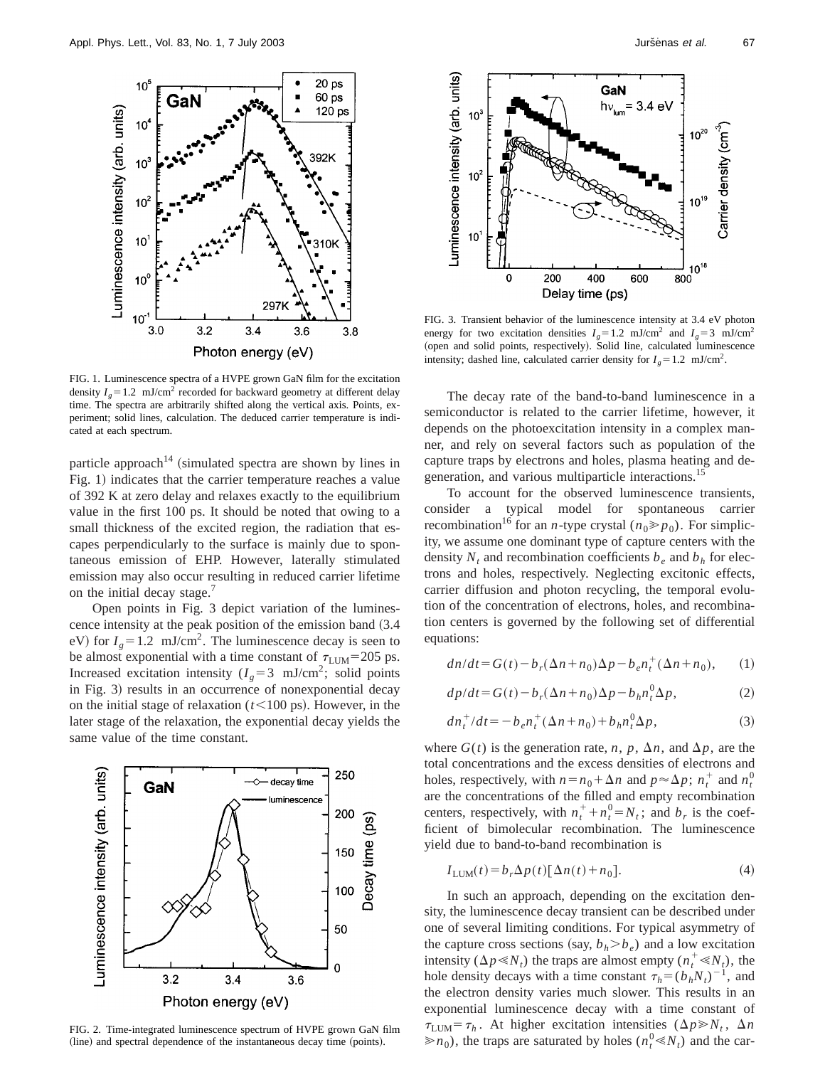FIG. 1. Luminescence spectra of a HVPE grown GaN film for the excitation density $I_g = 1.2$ mJ/cm$^2$ recorded for backward geometry at different delay time. The spectra are arbitrarily shifted along the vertical axis. Points, experiment; solid lines, calculation. The deduced carrier temperature is indicated at each spectrum.

particle approach[14] (simulated spectra are shown by lines in Fig. 1) indicates that the carrier temperature reaches a value of 392 K at zero delay and relaxes exactly to the equilibrium value in the first 100 ps. It should be noted that owing to a small thickness of the excited region, the radiation that escapes perpendicularly to the surface is mainly due to spontaneous emission of EHP. However, laterally stimulated emission may also occur resulting in reduced carrier lifetime on the initial decay stage.[7]

Open points in Fig. 3 depict variation of the luminescence intensity at the peak position of the emission band (3.4 eV) for $I_g = 1.2$ mJ/cm$^2$. The luminescence decay is seen to be almost exponential with a time constant of $\tau_{\mathrm{LUM}} = 205$ ps. Increased excitation intensity ($I_g = 3$ mJ/cm$^2$; solid points in Fig. 3) results in an occurrence of nonexponential decay on the initial stage of relaxation ($t < 100$ ps). However, in the later stage of the relaxation, the exponential decay yields the same value of the time constant.

FIG. 2. Time-integrated luminescence spectrum of HVPE grown GaN film (line) and spectral dependence of the instantaneous decay time (points).

FIG. 3. Transient behavior of the luminescence intensity at 3.4 eV photon energy for two excitation densities $I_g = 1.2$ mJ/cm$^2$ and $I_g = 3$ mJ/cm$^2$ (open and solid points, respectively). Solid line, calculated luminescence intensity; dashed line, calculated carrier density for $I_g = 1.2$ mJ/cm$^2$.

The decay rate of the band-to-band luminescence in a semiconductor is related to the carrier lifetime, however, it depends on the photoexcitation intensity in a complex manner, and rely on several factors such as population of the capture traps by electrons and holes, plasma heating and degeneration, and various multiparticle interactions.[15]

To account for the observed luminescence transients, consider a typical model for spontaneous carrier recombination[16] for an $n$-type crystal ($n_0 \gg p_0$). For simplicity, we assume one dominant type of capture centers with the density $N_t$ and recombination coefficients $b_e$ and $b_h$ for electrons and holes, respectively. Neglecting excitonic effects, carrier diffusion and photon recycling, the temporal evolution of the concentration of electrons, holes, and recombination centers is governed by the following set of differential equations:

$$dn/dt = G(t) - b_r(\Delta n + n_0)\Delta p - b_e n_t^+(\Delta n + n_0), \quad (1)$$

$$dp/dt = G(t) - b_r(\Delta n + n_0)\Delta p - b_h n_t^0 \Delta p, \quad (2)$$

$$dn_t^+/dt = -b_e n_t^+(\Delta n + n_0) + b_h n_t^0 \Delta p, \quad (3)$$

where $G(t)$ is the generation rate, $n$, $p$, $\Delta n$, and $\Delta p$, are the total concentrations and the excess densities of electrons and holes, respectively, with $n = n_0 + \Delta n$ and $p \approx \Delta p$; $n_t^+$ and $n_t^0$ are the concentrations of the filled and empty recombination centers, respectively, with $n_t^+ + n_t^0 = N_t$; and $b_r$ is the coefficient of bimolecular recombination. The luminescence yield due to band-to-band recombination is

$$I_{\mathrm{LUM}}(t) = b_r \Delta p(t)[\Delta n(t) + n_0]. \quad (4)$$

In such an approach, depending on the excitation density, the luminescence decay transient can be described under one of several limiting conditions. For typical asymmetry of the capture cross sections (say, $b_h > b_e$) and a low excitation intensity ($\Delta p \ll N_t$) the traps are almost empty ($n_t^+ \ll N_t$), the hole density decays with a time constant $\tau_h = (b_h N_t)^{-1}$, and the electron density varies much slower. This results in an exponential luminescence decay with a time constant of $\tau_{\mathrm{LUM}} = \tau_h$. At higher excitation intensities ($\Delta p \gg N_t$, $\Delta n \gg n_0$), the traps are saturated by holes ($n_t^0 \ll N_t$) and the car-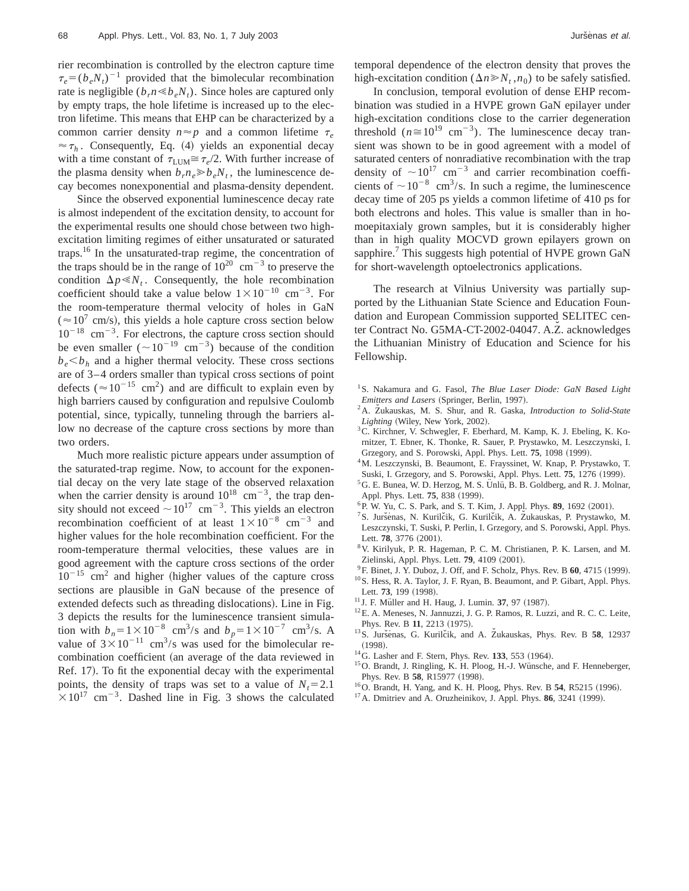rier recombination is controlled by the electron capture time $\tau_e=(b_e N_t)^{-1}$ provided that the bimolecular recombination rate is negligible $(b_r n \ll b_e N_t)$. Since holes are captured only by empty traps, the hole lifetime is increased up to the electron lifetime. This means that EHP can be characterized by a common carrier density $n \approx p$ and a common lifetime $\tau_e \approx \tau_h$. Consequently, Eq. (4) yields an exponential decay with a time constant of $\tau_{\mathrm{LUM}} \cong \tau_e/2$. With further increase of the plasma density when $b_r n_e \gg b_e N_t$, the luminescence decay becomes nonexponential and plasma-density dependent.

Since the observed exponential luminescence decay rate is almost independent of the excitation density, to account for the experimental results one should chose between two high-excitation limiting regimes of either unsaturated or saturated traps.[16] In the unsaturated-trap regime, the concentration of the traps should be in the range of $10^{20}$ cm$^{-3}$ to preserve the condition $\Delta p \ll N_t$. Consequently, the hole recombination coefficient should take a value below $1\times10^{-10}$ cm$^{-3}$. For the room-temperature thermal velocity of holes in GaN ($\approx 10^7$ cm/s), this yields a hole capture cross section below $10^{-18}$ cm$^{-3}$. For electrons, the capture cross section should be even smaller ($\sim 10^{-19}$ cm$^{-3}$) because of the condition $b_e < b_h$ and a higher thermal velocity. These cross sections are of 3–4 orders smaller than typical cross sections of point defects ($\approx 10^{-15}$ cm$^2$) and are difficult to explain even by high barriers caused by configuration and repulsive Coulomb potential, since, typically, tunneling through the barriers allow no decrease of the capture cross sections by more than two orders.

Much more realistic picture appears under assumption of the saturated-trap regime. Now, to account for the exponential decay on the very late stage of the observed relaxation when the carrier density is around $10^{18}$ cm$^{-3}$, the trap density should not exceed $\sim 10^{17}$ cm$^{-3}$. This yields an electron recombination coefficient of at least $1\times10^{-8}$ cm$^{-3}$ and higher values for the hole recombination coefficient. For the room-temperature thermal velocities, these values are in good agreement with the capture cross sections of the order $10^{-15}$ cm$^2$ and higher (higher values of the capture cross sections are plausible in GaN because of the presence of extended defects such as threading dislocations). Line in Fig. 3 depicts the results for the luminescence transient simulation with $b_n = 1\times10^{-8}$ cm$^3$/s and $b_p = 1\times10^{-7}$ cm$^3$/s. A value of $3\times10^{-11}$ cm$^3$/s was used for the bimolecular recombination coefficient (an average of the data reviewed in Ref. 17). To fit the exponential decay with the experimental points, the density of traps was set to a value of $N_t = 2.1\times10^{17}$ cm$^{-3}$. Dashed line in Fig. 3 shows the calculated temporal dependence of the electron density that proves the high-excitation condition $(\Delta n \gg N_t, n_0)$ to be safely satisfied.

In conclusion, temporal evolution of dense EHP recombination was studied in a HVPE grown GaN epilayer under high-excitation conditions close to the carrier degeneration threshold ($n \cong 10^{19}$ cm$^{-3}$). The luminescence decay transient was shown to be in good agreement with a model of saturated centers of nonradiative recombination with the trap density of $\sim 10^{17}$ cm$^{-3}$ and carrier recombination coefficients of $\sim 10^{-8}$ cm$^3$/s. In such a regime, the luminescence decay time of 205 ps yields a common lifetime of 410 ps for both electrons and holes. This value is smaller than in homoepitaxialy grown samples, but it is considerably higher than in high quality MOCVD grown epilayers grown on sapphire.[7] This suggests high potential of HVPE grown GaN for short-wavelength optoelectronics applications.

The research at Vilnius University was partially supported by the Lithuanian State Science and Education Foundation and European Commission supported SELITEC center Contract No. G5MA-CT-2002-04047. A.Ž. acknowledges the Lithuanian Ministry of Education and Science for his Fellowship.

[1] S. Nakamura and G. Fasol, *The Blue Laser Diode: GaN Based Light Emitters and Lasers* (Springer, Berlin, 1997).
[2] A. Žukauskas, M. S. Shur, and R. Gaska, *Introduction to Solid-State Lighting* (Wiley, New York, 2002).
[3] C. Kirchner, V. Schwegler, F. Eberhard, M. Kamp, K. J. Ebeling, K. Kornitzer, T. Ebner, K. Thonke, R. Sauer, P. Prystawko, M. Leszczynski, I. Grzegory, and S. Porowski, Appl. Phys. Lett. **75**, 1098 (1999).
[4] M. Leszczynski, B. Beaumont, E. Frayssinet, W. Knap, P. Prystawko, T. Suski, I. Grzegory, and S. Porowski, Appl. Phys. Lett. **75**, 1276 (1999).
[5] G. E. Bunea, W. D. Herzog, M. S. Ünlü, B. B. Goldberg, and R. J. Molnar, Appl. Phys. Lett. **75**, 838 (1999).
[6] P. W. Yu, C. S. Park, and S. T. Kim, J. Appl. Phys. **89**, 1692 (2001).
[7] S. Juršėnas, N. Kurilčik, G. Kurilčik, A. Žukauskas, P. Prystawko, M. Leszczynski, T. Suski, P. Perlin, I. Grzegory, and S. Porowski, Appl. Phys. Lett. **78**, 3776 (2001).
[8] V. Kirilyuk, P. R. Hageman, P. C. M. Christianen, P. K. Larsen, and M. Zielinski, Appl. Phys. Lett. **79**, 4109 (2001).
[9] F. Binet, J. Y. Duboz, J. Off, and F. Scholz, Phys. Rev. B **60**, 4715 (1999).
[10] S. Hess, R. A. Taylor, J. F. Ryan, B. Beaumont, and P. Gibart, Appl. Phys. Lett. **73**, 199 (1998).
[11] J. F. Müller and H. Haug, J. Lumin. **37**, 97 (1987).
[12] E. A. Meneses, N. Jannuzzi, J. G. P. Ramos, R. Luzzi, and R. C. C. Leite, Phys. Rev. B **11**, 2213 (1975).
[13] S. Juršėnas, G. Kurilčik, and A. Žukauskas, Phys. Rev. B **58**, 12937 (1998).
[14] G. Lasher and F. Stern, Phys. Rev. **133**, 553 (1964).
[15] O. Brandt, J. Ringling, K. H. Ploog, H.-J. Wünsche, and F. Henneberger, Phys. Rev. B **58**, R15977 (1998).
[16] O. Brandt, H. Yang, and K. H. Ploog, Phys. Rev. B **54**, R5215 (1996).
[17] A. Dmitriev and A. Oruzheinikov, J. Appl. Phys. **86**, 3241 (1999).